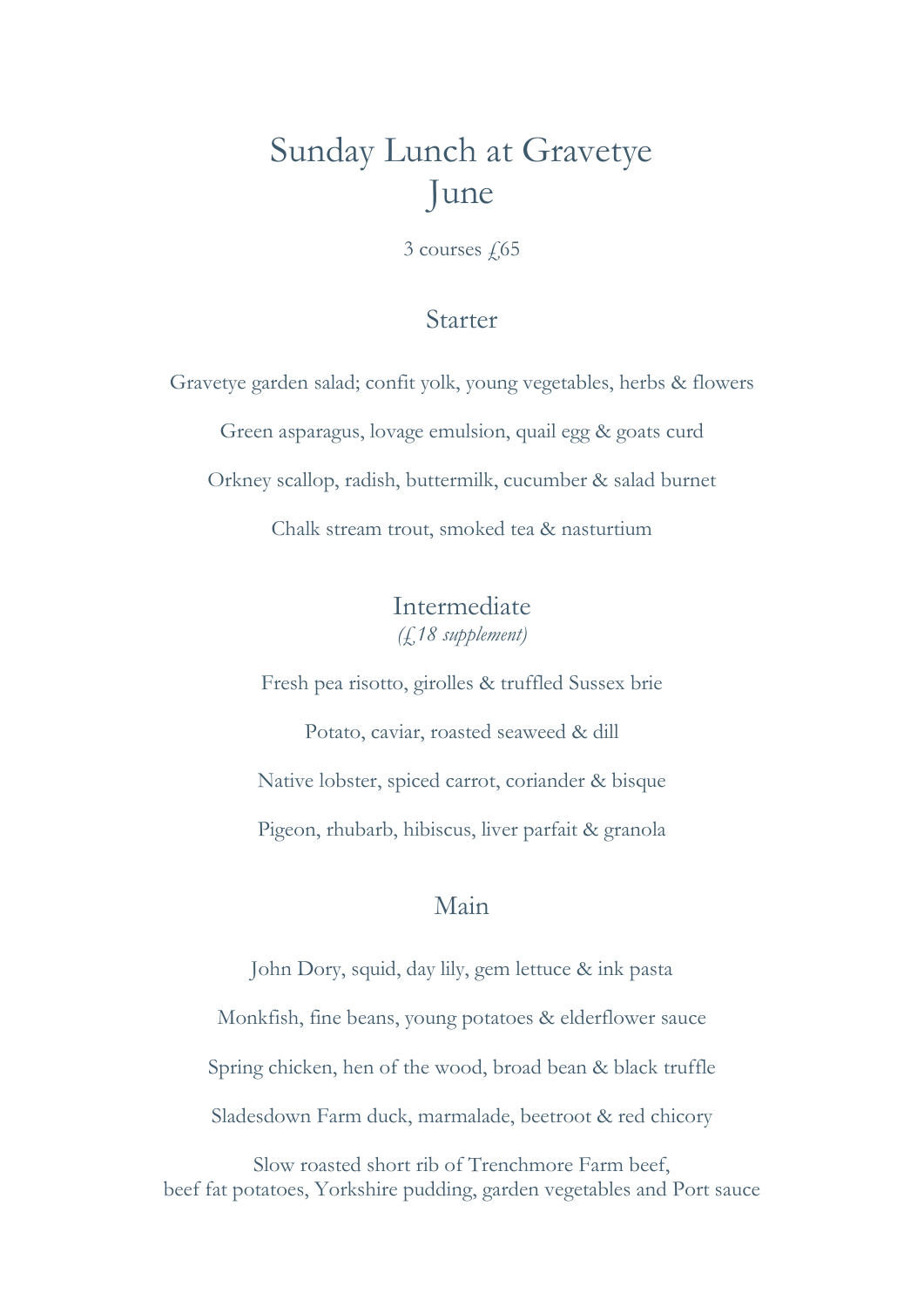# Sunday Lunch at Gravetye
# June

3 courses £65

## Starter

Gravetye garden salad; confit yolk, young vegetables, herbs & flowers

Green asparagus, lovage emulsion, quail egg & goats curd

Orkney scallop, radish, buttermilk, cucumber & salad burnet

Chalk stream trout, smoked tea & nasturtium

## Intermediate

*(£18 supplement)*

Fresh pea risotto, girolles & truffled Sussex brie

Potato, caviar, roasted seaweed & dill

Native lobster, spiced carrot, coriander & bisque

Pigeon, rhubarb, hibiscus, liver parfait & granola

## Main

John Dory, squid, day lily, gem lettuce & ink pasta

Monkfish, fine beans, young potatoes & elderflower sauce

Spring chicken, hen of the wood, broad bean & black truffle

Sladesdown Farm duck, marmalade, beetroot & red chicory

Slow roasted short rib of Trenchmore Farm beef,
beef fat potatoes, Yorkshire pudding, garden vegetables and Port sauce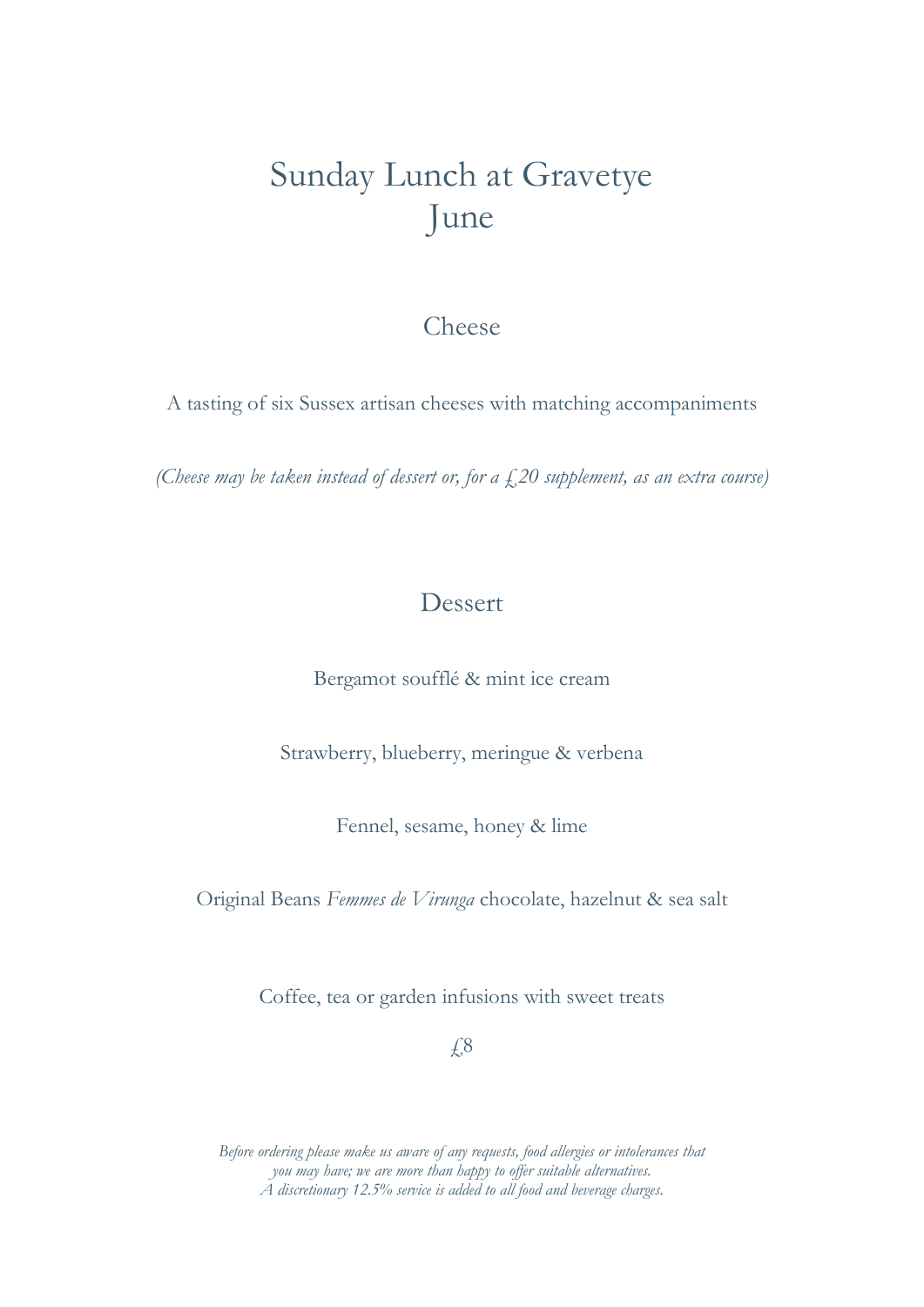# Sunday Lunch at Gravetye
# June

## Cheese

A tasting of six Sussex artisan cheeses with matching accompaniments

*(Cheese may be taken instead of dessert or, for a £20 supplement, as an extra course)*

## Dessert

Bergamot soufflé & mint ice cream

Strawberry, blueberry, meringue & verbena

Fennel, sesame, honey & lime

Original Beans *Femmes de Virunga* chocolate, hazelnut & sea salt

Coffee, tea or garden infusions with sweet treats

£8

*Before ordering please make us aware of any requests, food allergies or intolerances that you may have; we are more than happy to offer suitable alternatives.*
*A discretionary 12.5% service is added to all food and beverage charges.*